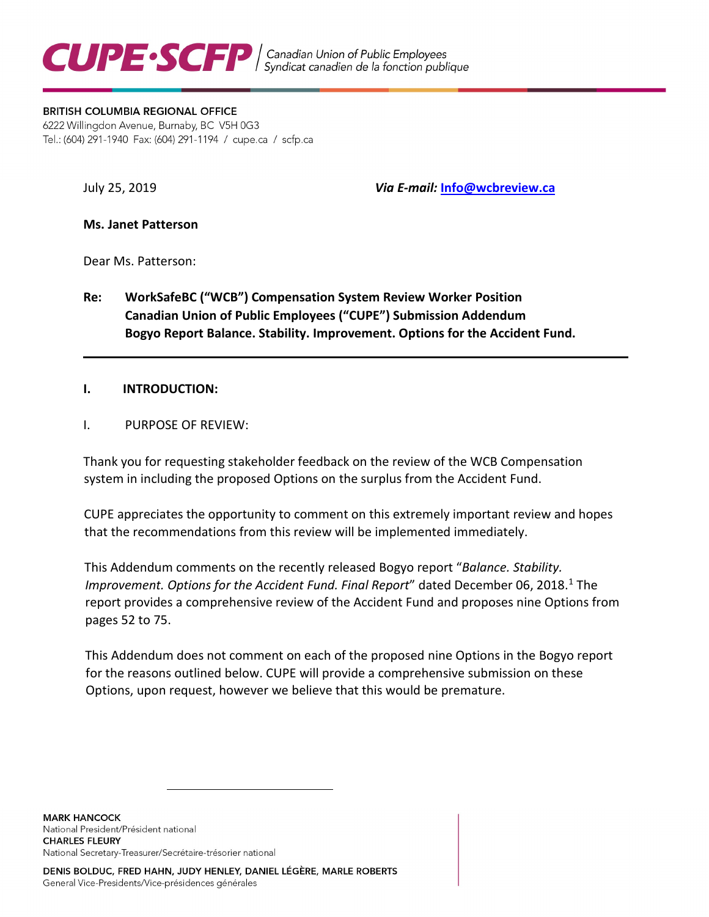**CUPE·SCFP** | Canadian Union of Public Employees / Syndicat canadien de la fonction publique

BRITISH COLUMBIA REGIONAL OFFICE
6222 Willingdon Avenue, Burnaby, BC V5H 0G3
Tel.: (604) 291-1940 Fax: (604) 291-1194 / cupe.ca / scfp.ca

July 25, 2019 ***Via E-mail:* Info@wcbreview.ca**

**Ms. Janet Patterson**

Dear Ms. Patterson:

**Re: WorkSafeBC ("WCB") Compensation System Review Worker Position
Canadian Union of Public Employees ("CUPE") Submission Addendum
Bogyo Report Balance. Stability. Improvement. Options for the Accident Fund.**

---

## I. INTRODUCTION:

### I. PURPOSE OF REVIEW:

Thank you for requesting stakeholder feedback on the review of the WCB Compensation system in including the proposed Options on the surplus from the Accident Fund.

CUPE appreciates the opportunity to comment on this extremely important review and hopes that the recommendations from this review will be implemented immediately.

This Addendum comments on the recently released Bogyo report "*Balance. Stability. Improvement. Options for the Accident Fund. Final Report*" dated December 06, 2018.[1] The report provides a comprehensive review of the Accident Fund and proposes nine Options from pages 52 to 75.

This Addendum does not comment on each of the proposed nine Options in the Bogyo report for the reasons outlined below. CUPE will provide a comprehensive submission on these Options, upon request, however we believe that this would be premature.

---

MARK HANCOCK
National President/Président national
CHARLES FLEURY
National Secretary-Treasurer/Secrétaire-trésorier national

DENIS BOLDUC, FRED HAHN, JUDY HENLEY, DANIEL LÉGÈRE, MARLE ROBERTS
General Vice-Presidents/Vice-présidences générales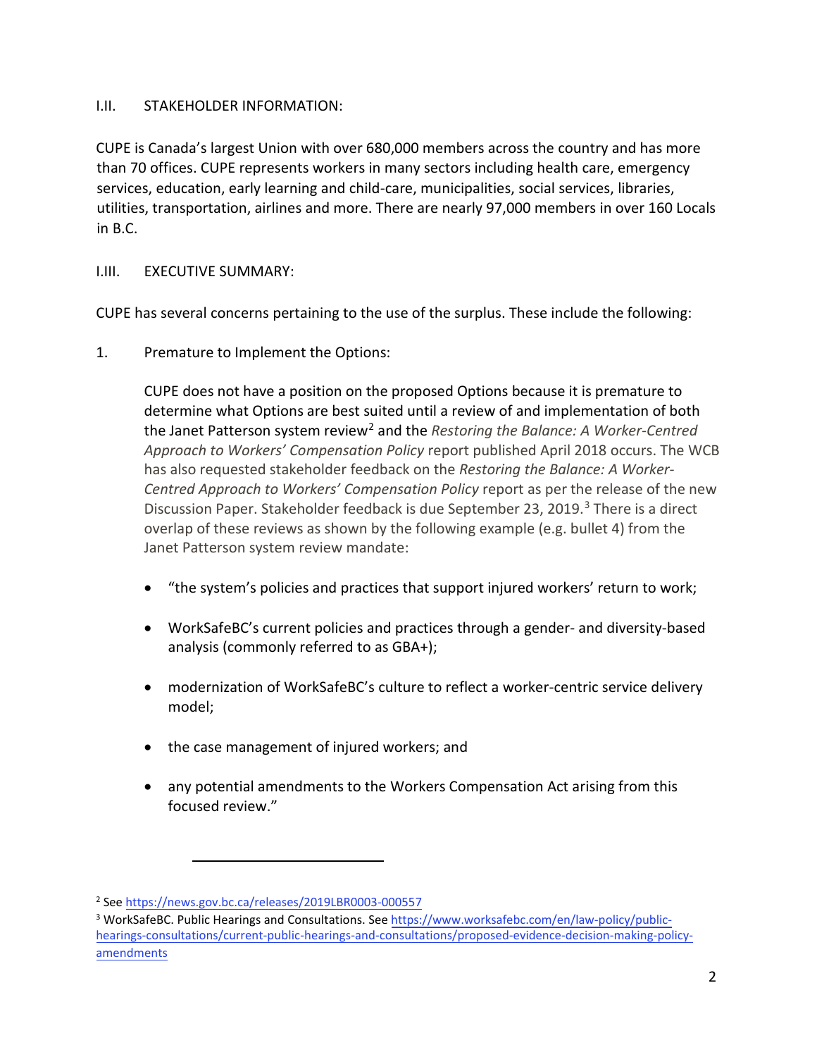## I.II. STAKEHOLDER INFORMATION:

CUPE is Canada's largest Union with over 680,000 members across the country and has more than 70 offices. CUPE represents workers in many sectors including health care, emergency services, education, early learning and child-care, municipalities, social services, libraries, utilities, transportation, airlines and more. There are nearly 97,000 members in over 160 Locals in B.C.

## I.III. EXECUTIVE SUMMARY:

CUPE has several concerns pertaining to the use of the surplus. These include the following:

1. Premature to Implement the Options:

   CUPE does not have a position on the proposed Options because it is premature to determine what Options are best suited until a review of and implementation of both the Janet Patterson system review[2] and the *Restoring the Balance: A Worker-Centred Approach to Workers' Compensation Policy* report published April 2018 occurs. The WCB has also requested stakeholder feedback on the *Restoring the Balance: A Worker-Centred Approach to Workers' Compensation Policy* report as per the release of the new Discussion Paper. Stakeholder feedback is due September 23, 2019.[3] There is a direct overlap of these reviews as shown by the following example (e.g. bullet 4) from the Janet Patterson system review mandate:

   - "the system's policies and practices that support injured workers' return to work;
   - WorkSafeBC's current policies and practices through a gender- and diversity-based analysis (commonly referred to as GBA+);
   - modernization of WorkSafeBC's culture to reflect a worker-centric service delivery model;
   - the case management of injured workers; and
   - any potential amendments to the Workers Compensation Act arising from this focused review."

---

[2] See https://news.gov.bc.ca/releases/2019LBR0003-000557

[3] WorkSafeBC. Public Hearings and Consultations. See https://www.worksafebc.com/en/law-policy/public-hearings-consultations/current-public-hearings-and-consultations/proposed-evidence-decision-making-policy-amendments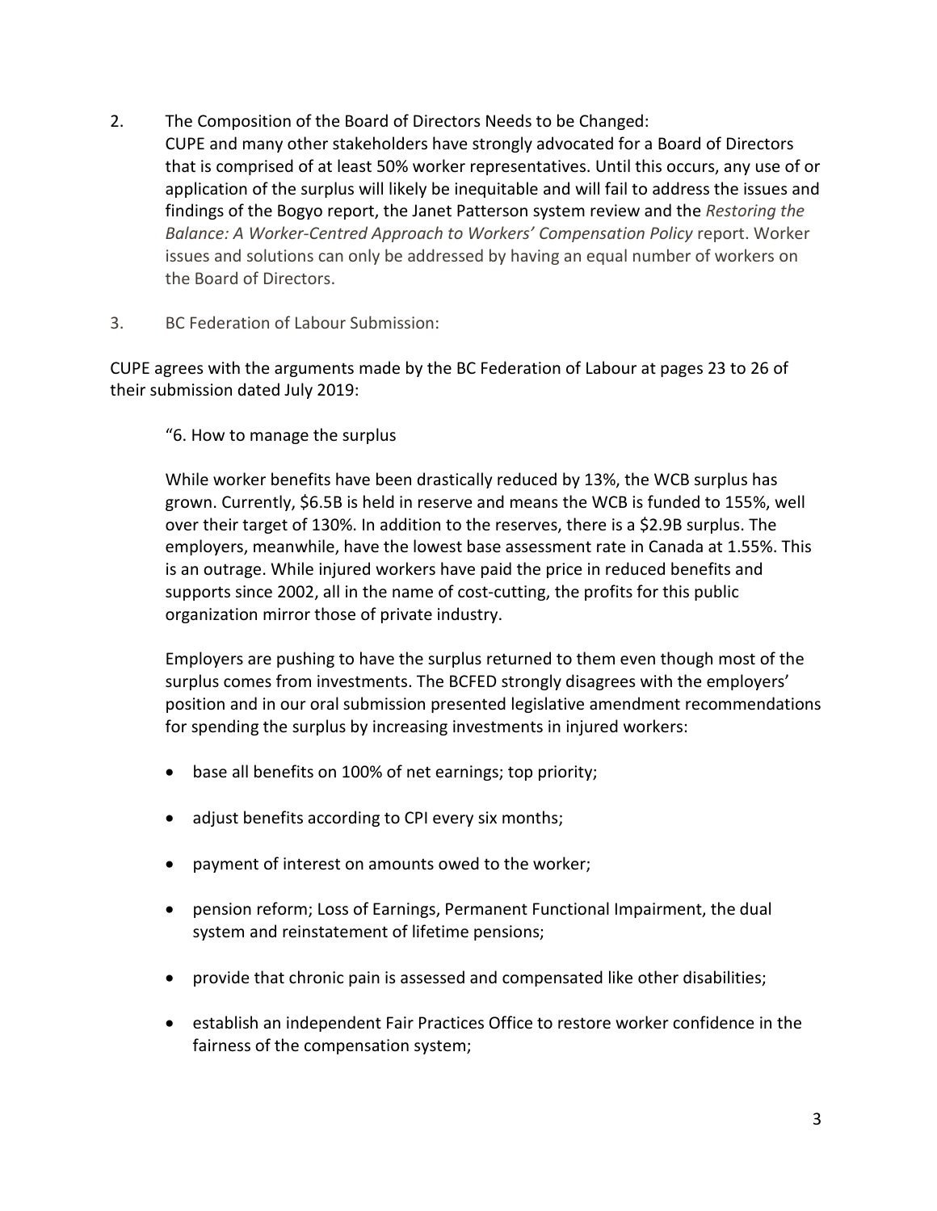2. The Composition of the Board of Directors Needs to be Changed:
   CUPE and many other stakeholders have strongly advocated for a Board of Directors that is comprised of at least 50% worker representatives. Until this occurs, any use of or application of the surplus will likely be inequitable and will fail to address the issues and findings of the Bogyo report, the Janet Patterson system review and the *Restoring the Balance: A Worker-Centred Approach to Workers' Compensation Policy* report. Worker issues and solutions can only be addressed by having an equal number of workers on the Board of Directors.

3. BC Federation of Labour Submission:

CUPE agrees with the arguments made by the BC Federation of Labour at pages 23 to 26 of their submission dated July 2019:

> "6. How to manage the surplus
>
> While worker benefits have been drastically reduced by 13%, the WCB surplus has grown. Currently, $6.5B is held in reserve and means the WCB is funded to 155%, well over their target of 130%. In addition to the reserves, there is a $2.9B surplus. The employers, meanwhile, have the lowest base assessment rate in Canada at 1.55%. This is an outrage. While injured workers have paid the price in reduced benefits and supports since 2002, all in the name of cost-cutting, the profits for this public organization mirror those of private industry.
>
> Employers are pushing to have the surplus returned to them even though most of the surplus comes from investments. The BCFED strongly disagrees with the employers' position and in our oral submission presented legislative amendment recommendations for spending the surplus by increasing investments in injured workers:
>
> - base all benefits on 100% of net earnings; top priority;
> - adjust benefits according to CPI every six months;
> - payment of interest on amounts owed to the worker;
> - pension reform; Loss of Earnings, Permanent Functional Impairment, the dual system and reinstatement of lifetime pensions;
> - provide that chronic pain is assessed and compensated like other disabilities;
> - establish an independent Fair Practices Office to restore worker confidence in the fairness of the compensation system;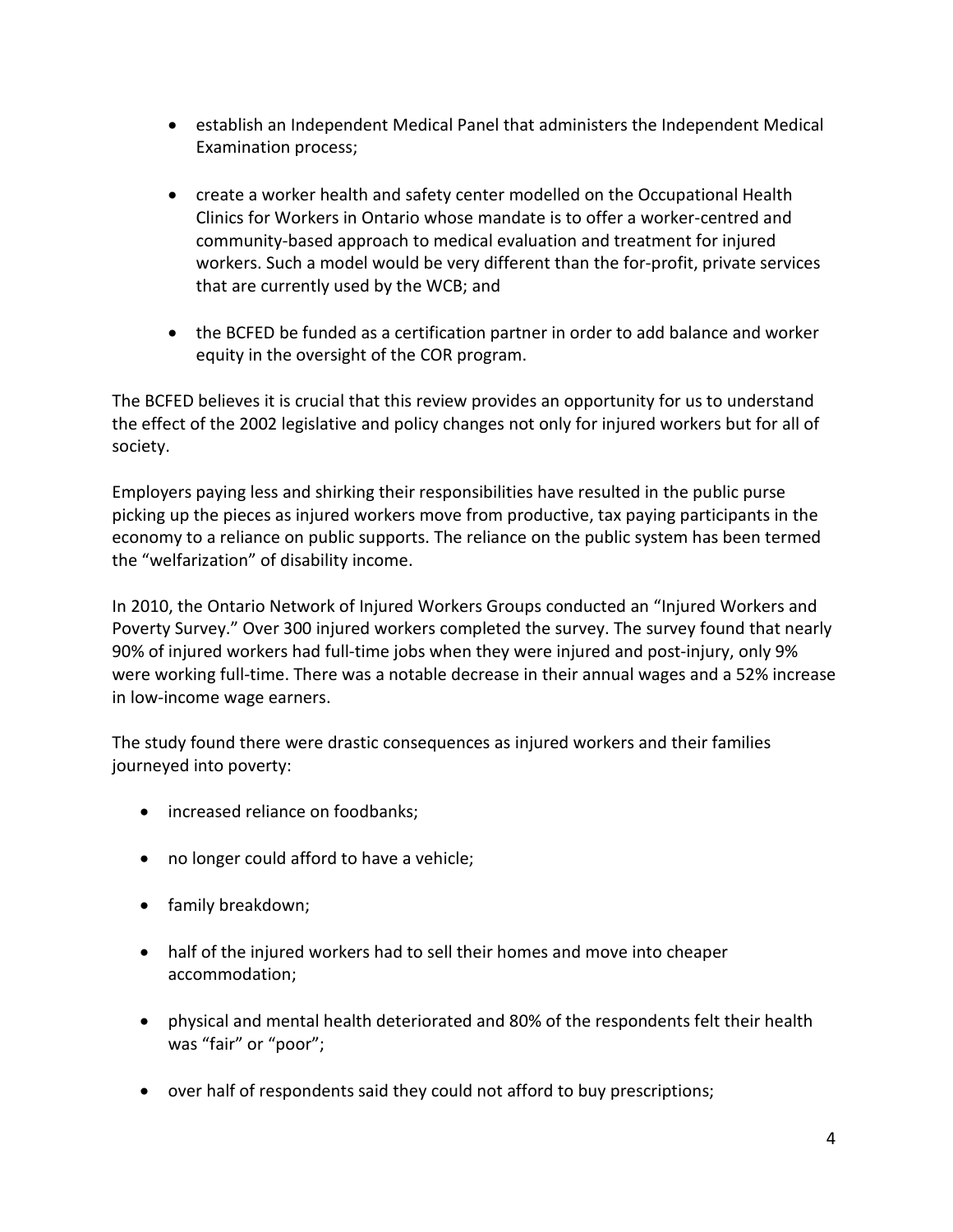- establish an Independent Medical Panel that administers the Independent Medical Examination process;

- create a worker health and safety center modelled on the Occupational Health Clinics for Workers in Ontario whose mandate is to offer a worker-centred and community-based approach to medical evaluation and treatment for injured workers. Such a model would be very different than the for-profit, private services that are currently used by the WCB; and

- the BCFED be funded as a certification partner in order to add balance and worker equity in the oversight of the COR program.

The BCFED believes it is crucial that this review provides an opportunity for us to understand the effect of the 2002 legislative and policy changes not only for injured workers but for all of society.

Employers paying less and shirking their responsibilities have resulted in the public purse picking up the pieces as injured workers move from productive, tax paying participants in the economy to a reliance on public supports. The reliance on the public system has been termed the "welfarization" of disability income.

In 2010, the Ontario Network of Injured Workers Groups conducted an "Injured Workers and Poverty Survey." Over 300 injured workers completed the survey. The survey found that nearly 90% of injured workers had full-time jobs when they were injured and post-injury, only 9% were working full-time. There was a notable decrease in their annual wages and a 52% increase in low-income wage earners.

The study found there were drastic consequences as injured workers and their families journeyed into poverty:

- increased reliance on foodbanks;

- no longer could afford to have a vehicle;

- family breakdown;

- half of the injured workers had to sell their homes and move into cheaper accommodation;

- physical and mental health deteriorated and 80% of the respondents felt their health was "fair" or "poor";

- over half of respondents said they could not afford to buy prescriptions;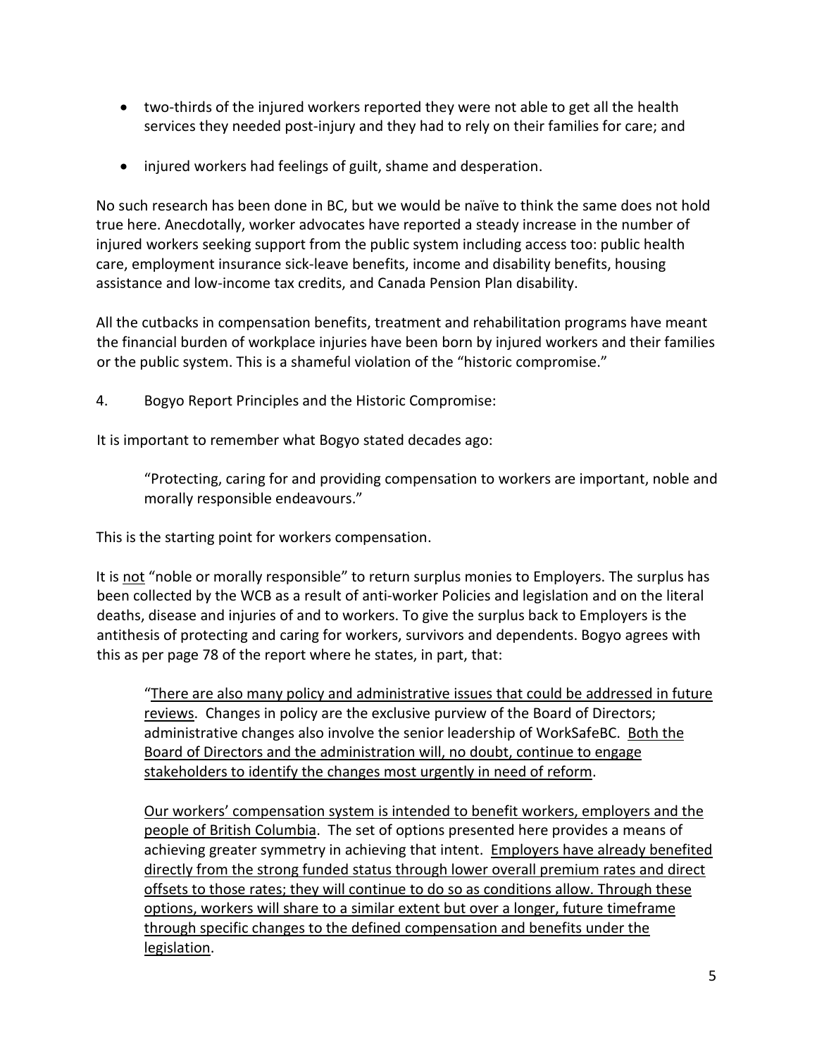- two-thirds of the injured workers reported they were not able to get all the health services they needed post-injury and they had to rely on their families for care; and
- injured workers had feelings of guilt, shame and desperation.

No such research has been done in BC, but we would be naïve to think the same does not hold true here. Anecdotally, worker advocates have reported a steady increase in the number of injured workers seeking support from the public system including access too: public health care, employment insurance sick-leave benefits, income and disability benefits, housing assistance and low-income tax credits, and Canada Pension Plan disability.

All the cutbacks in compensation benefits, treatment and rehabilitation programs have meant the financial burden of workplace injuries have been born by injured workers and their families or the public system. This is a shameful violation of the "historic compromise."

4. Bogyo Report Principles and the Historic Compromise:

It is important to remember what Bogyo stated decades ago:

> "Protecting, caring for and providing compensation to workers are important, noble and morally responsible endeavours."

This is the starting point for workers compensation.

It is <u>not</u> "noble or morally responsible" to return surplus monies to Employers. The surplus has been collected by the WCB as a result of anti-worker Policies and legislation and on the literal deaths, disease and injuries of and to workers. To give the surplus back to Employers is the antithesis of protecting and caring for workers, survivors and dependents. Bogyo agrees with this as per page 78 of the report where he states, in part, that:

> "<u>There are also many policy and administrative issues that could be addressed in future reviews</u>. Changes in policy are the exclusive purview of the Board of Directors; administrative changes also involve the senior leadership of WorkSafeBC. <u>Both the Board of Directors and the administration will, no doubt, continue to engage stakeholders to identify the changes most urgently in need of reform</u>.
>
> <u>Our workers' compensation system is intended to benefit workers, employers and the people of British Columbia</u>. The set of options presented here provides a means of achieving greater symmetry in achieving that intent. <u>Employers have already benefited directly from the strong funded status through lower overall premium rates and direct offsets to those rates; they will continue to do so as conditions allow. Through these options, workers will share to a similar extent but over a longer, future timeframe through specific changes to the defined compensation and benefits under the legislation</u>.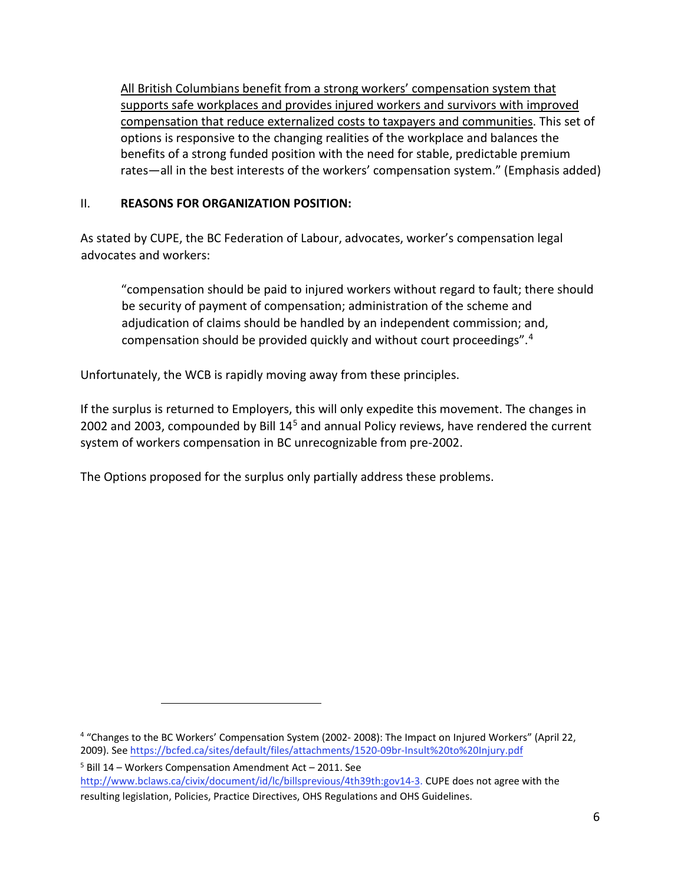<u>All British Columbians benefit from a strong workers' compensation system that supports safe workplaces and provides injured workers and survivors with improved compensation that reduce externalized costs to taxpayers and communities</u>. This set of options is responsive to the changing realities of the workplace and balances the benefits of a strong funded position with the need for stable, predictable premium rates—all in the best interests of the workers' compensation system." (Emphasis added)

## II. **REASONS FOR ORGANIZATION POSITION:**

As stated by CUPE, the BC Federation of Labour, advocates, worker's compensation legal advocates and workers:

> "compensation should be paid to injured workers without regard to fault; there should be security of payment of compensation; administration of the scheme and adjudication of claims should be handled by an independent commission; and, compensation should be provided quickly and without court proceedings".[4]

Unfortunately, the WCB is rapidly moving away from these principles.

If the surplus is returned to Employers, this will only expedite this movement. The changes in 2002 and 2003, compounded by Bill 14[5] and annual Policy reviews, have rendered the current system of workers compensation in BC unrecognizable from pre-2002.

The Options proposed for the surplus only partially address these problems.

---

[4] "Changes to the BC Workers' Compensation System (2002- 2008): The Impact on Injured Workers" (April 22, 2009). See https://bcfed.ca/sites/default/files/attachments/1520-09br-Insult%20to%20Injury.pdf

[5] Bill 14 – Workers Compensation Amendment Act – 2011. See http://www.bclaws.ca/civix/document/id/lc/billsprevious/4th39th:gov14-3. CUPE does not agree with the resulting legislation, Policies, Practice Directives, OHS Regulations and OHS Guidelines.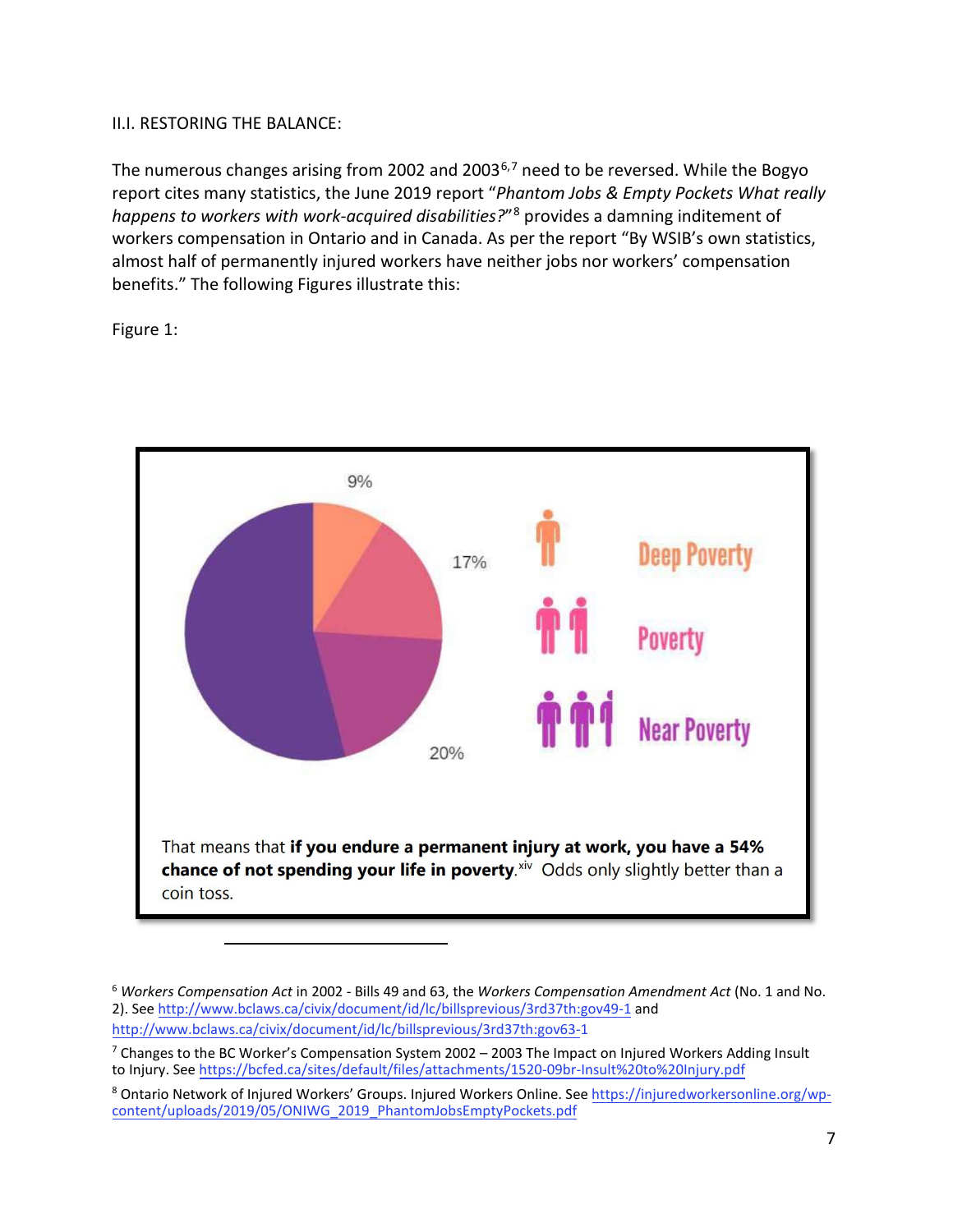II.I. RESTORING THE BALANCE:

The numerous changes arising from 2002 and 2003[6,7] need to be reversed. While the Bogyo report cites many statistics, the June 2019 report "*Phantom Jobs & Empty Pockets What really happens to workers with work-acquired disabilities?*"[8] provides a damning indetement of workers compensation in Ontario and in Canada. As per the report "By WSIB's own statistics, almost half of permanently injured workers have neither jobs nor workers' compensation benefits." The following Figures illustrate this:

Figure 1:

9%

17%

20%

Deep Poverty

Poverty

Near Poverty

That means that **if you endure a permanent injury at work, you have a 54% chance of not spending your life in poverty**.[xiv] Odds only slightly better than a coin toss.

---

[6] *Workers Compensation Act* in 2002 - Bills 49 and 63, the *Workers Compensation Amendment Act* (No. 1 and No. 2). See http://www.bclaws.ca/civix/document/id/lc/billsprevious/3rd37th:gov49-1 and http://www.bclaws.ca/civix/document/id/lc/billsprevious/3rd37th:gov63-1

[7] Changes to the BC Worker's Compensation System 2002 – 2003 The Impact on Injured Workers Adding Insult to Injury. See https://bcfed.ca/sites/default/files/attachments/1520-09br-Insult%20to%20Injury.pdf

[8] Ontario Network of Injured Workers' Groups. Injured Workers Online. See https://injuredworkersonline.org/wp-content/uploads/2019/05/ONIWG_2019_PhantomJobsEmptyPockets.pdf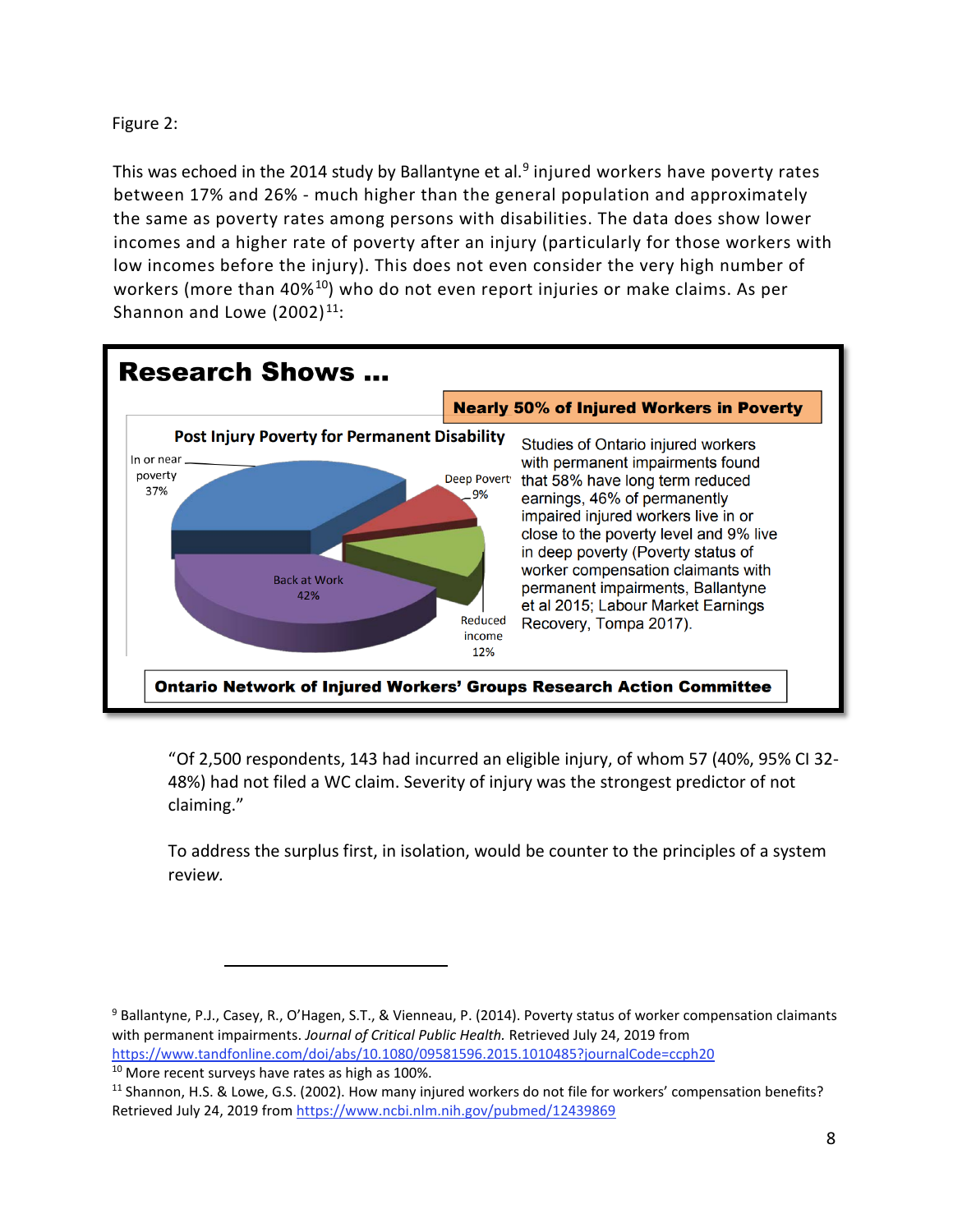Figure 2:

This was echoed in the 2014 study by Ballantyne et al.[9] injured workers have poverty rates between 17% and 26% - much higher than the general population and approximately the same as poverty rates among persons with disabilities. The data does show lower incomes and a higher rate of poverty after an injury (particularly for those workers with low incomes before the injury). This does not even consider the very high number of workers (more than 40%[10]) who do not even report injuries or make claims. As per Shannon and Lowe (2002)[11]:

**Research Shows ...**

**Nearly 50% of Injured Workers in Poverty**

**Post Injury Poverty for Permanent Disability**

- In or near poverty 37%
- Deep Povert 9%
- Reduced income 12%
- Back at Work 42%

Studies of Ontario injured workers with permanent impairments found that 58% have long term reduced earnings, 46% of permanently impaired injured workers live in or close to the poverty level and 9% live in deep poverty (Poverty status of worker compensation claimants with permanent impairments, Ballantyne et al 2015; Labour Market Earnings Recovery, Tompa 2017).

**Ontario Network of Injured Workers' Groups Research Action Committee**

> "Of 2,500 respondents, 143 had incurred an eligible injury, of whom 57 (40%, 95% CI 32-48%) had not filed a WC claim. Severity of injury was the strongest predictor of not claiming."

To address the surplus first, in isolation, would be counter to the principles of a system review*.*

---

[9] Ballantyne, P.J., Casey, R., O'Hagen, S.T., & Vienneau, P. (2014). Poverty status of worker compensation claimants with permanent impairments. *Journal of Critical Public Health.* Retrieved July 24, 2019 from https://www.tandfonline.com/doi/abs/10.1080/09581596.2015.1010485?journalCode=ccph20

[10] More recent surveys have rates as high as 100%.

[11] Shannon, H.S. & Lowe, G.S. (2002). How many injured workers do not file for workers' compensation benefits? Retrieved July 24, 2019 from https://www.ncbi.nlm.nih.gov/pubmed/12439869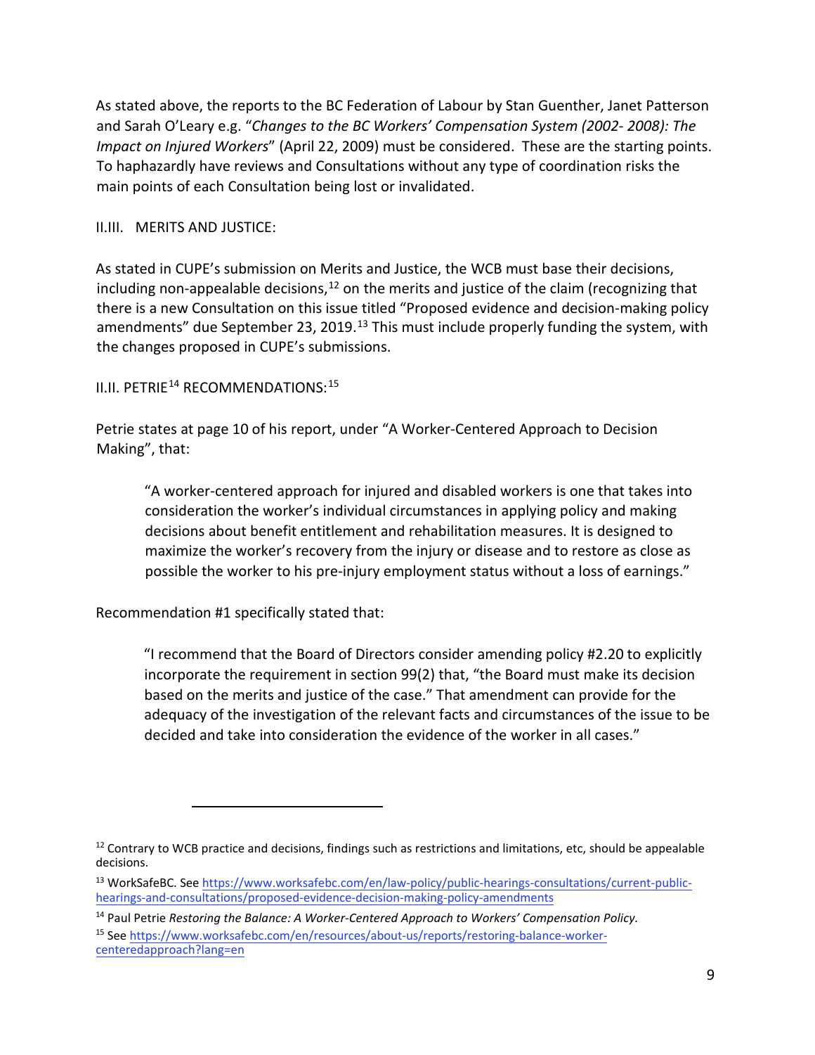As stated above, the reports to the BC Federation of Labour by Stan Guenther, Janet Patterson and Sarah O'Leary e.g. "*Changes to the BC Workers' Compensation System (2002- 2008): The Impact on Injured Workers*" (April 22, 2009) must be considered. These are the starting points. To haphazardly have reviews and Consultations without any type of coordination risks the main points of each Consultation being lost or invalidated.

## II.III. MERITS AND JUSTICE:

As stated in CUPE's submission on Merits and Justice, the WCB must base their decisions, including non-appealable decisions,[12] on the merits and justice of the claim (recognizing that there is a new Consultation on this issue titled "Proposed evidence and decision-making policy amendments" due September 23, 2019.[13] This must include properly funding the system, with the changes proposed in CUPE's submissions.

## II.II. PETRIE[14] RECOMMENDATIONS:[15]

Petrie states at page 10 of his report, under "A Worker-Centered Approach to Decision Making", that:

> "A worker-centered approach for injured and disabled workers is one that takes into consideration the worker's individual circumstances in applying policy and making decisions about benefit entitlement and rehabilitation measures. It is designed to maximize the worker's recovery from the injury or disease and to restore as close as possible the worker to his pre-injury employment status without a loss of earnings."

Recommendation #1 specifically stated that:

> "I recommend that the Board of Directors consider amending policy #2.20 to explicitly incorporate the requirement in section 99(2) that, "the Board must make its decision based on the merits and justice of the case." That amendment can provide for the adequacy of the investigation of the relevant facts and circumstances of the issue to be decided and take into consideration the evidence of the worker in all cases."

---

[12] Contrary to WCB practice and decisions, findings such as restrictions and limitations, etc, should be appealable decisions.

[13] WorkSafeBC. See https://www.worksafebc.com/en/law-policy/public-hearings-consultations/current-public-hearings-and-consultations/proposed-evidence-decision-making-policy-amendments

[14] Paul Petrie *Restoring the Balance: A Worker-Centered Approach to Workers' Compensation Policy.*

[15] See https://www.worksafebc.com/en/resources/about-us/reports/restoring-balance-worker-centeredapproach?lang=en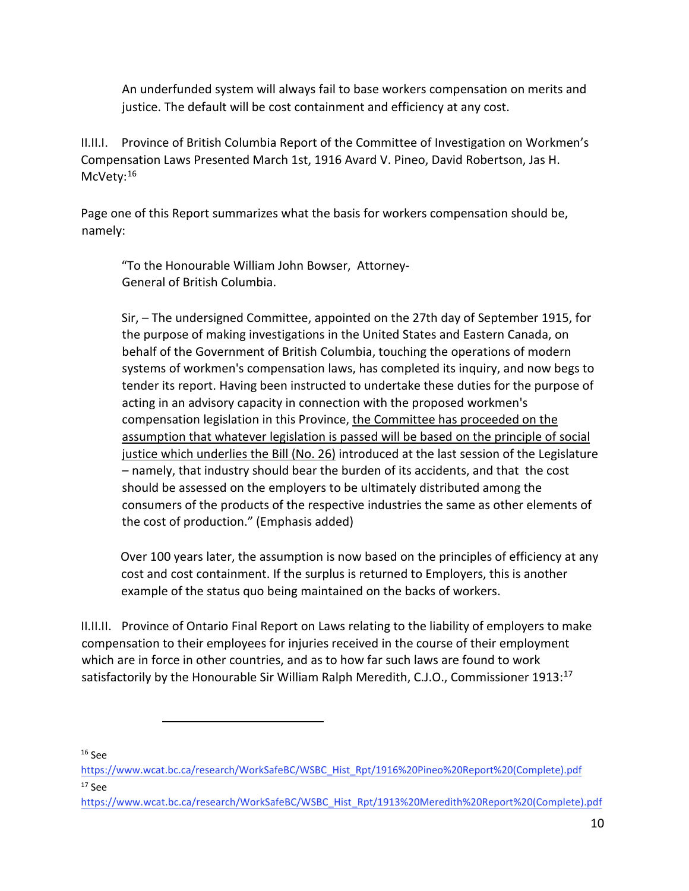> An underfunded system will always fail to base workers compensation on merits and justice. The default will be cost containment and efficiency at any cost.

II.II.I. Province of British Columbia Report of the Committee of Investigation on Workmen's Compensation Laws Presented March 1st, 1916 Avard V. Pineo, David Robertson, Jas H. McVety:[16]

Page one of this Report summarizes what the basis for workers compensation should be, namely:

> "To the Honourable William John Bowser, Attorney-General of British Columbia.
>
> Sir, – The undersigned Committee, appointed on the 27th day of September 1915, for the purpose of making investigations in the United States and Eastern Canada, on behalf of the Government of British Columbia, touching the operations of modern systems of workmen's compensation laws, has completed its inquiry, and now begs to tender its report. Having been instructed to undertake these duties for the purpose of acting in an advisory capacity in connection with the proposed workmen's compensation legislation in this Province, <u>the Committee has proceeded on the assumption that whatever legislation is passed will be based on the principle of social justice which underlies the Bill (No. 26)</u> introduced at the last session of the Legislature – namely, that industry should bear the burden of its accidents, and that the cost should be assessed on the employers to be ultimately distributed among the consumers of the products of the respective industries the same as other elements of the cost of production." (Emphasis added)
>
> Over 100 years later, the assumption is now based on the principles of efficiency at any cost and cost containment. If the surplus is returned to Employers, this is another example of the status quo being maintained on the backs of workers.

II.II.II. Province of Ontario Final Report on Laws relating to the liability of employers to make compensation to their employees for injuries received in the course of their employment which are in force in other countries, and as to how far such laws are found to work satisfactorily by the Honourable Sir William Ralph Meredith, C.J.O., Commissioner 1913:[17]

---

[16] See https://www.wcat.bc.ca/research/WorkSafeBC/WSBC_Hist_Rpt/1916%20Pineo%20Report%20(Complete).pdf

[17] See https://www.wcat.bc.ca/research/WorkSafeBC/WSBC_Hist_Rpt/1913%20Meredith%20Report%20(Complete).pdf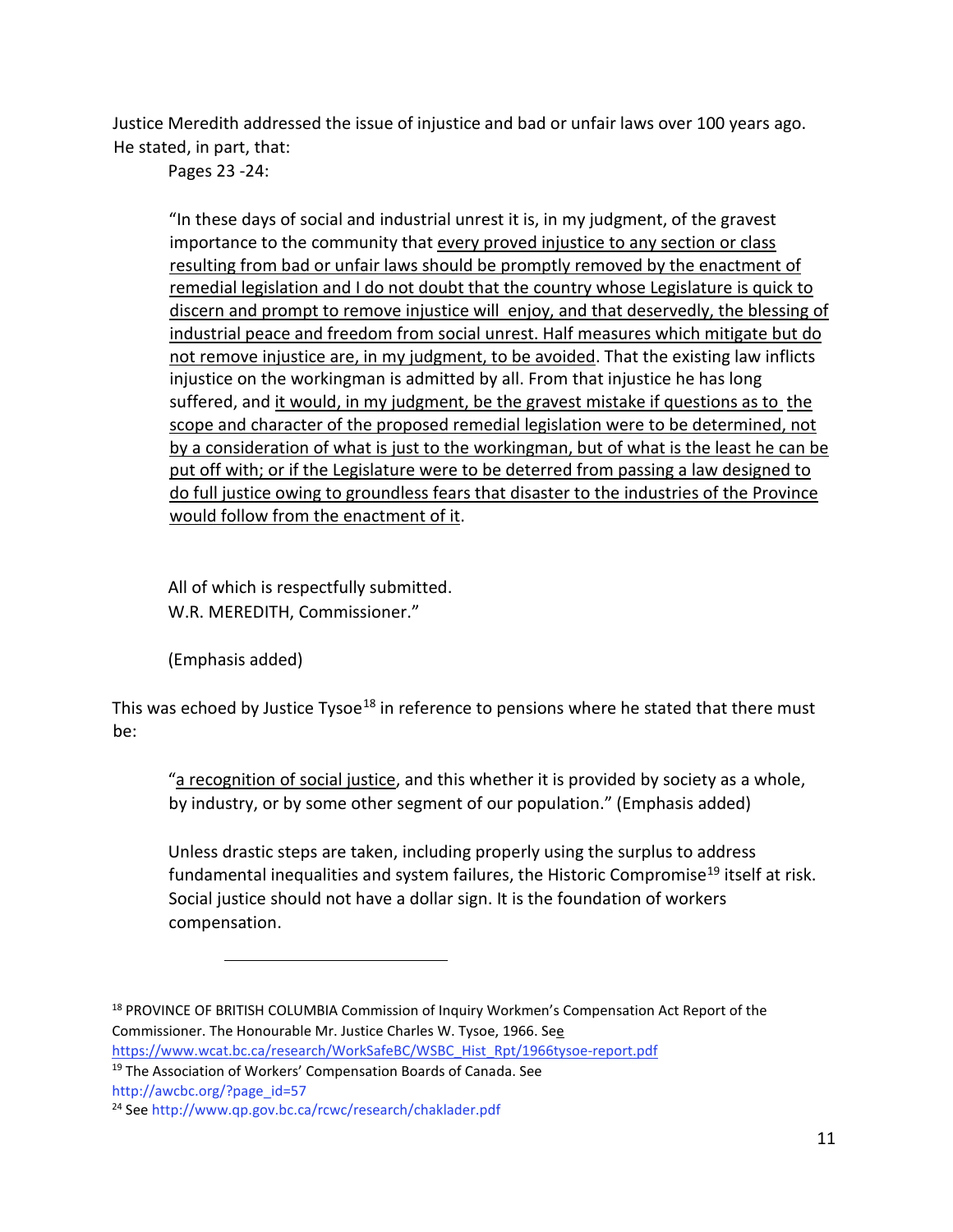Justice Meredith addressed the issue of injustice and bad or unfair laws over 100 years ago. He stated, in part, that:

Pages 23 -24:

> "In these days of social and industrial unrest it is, in my judgment, of the gravest importance to the community that <u>every proved injustice to any section or class resulting from bad or unfair laws should be promptly removed by the enactment of remedial legislation and I do not doubt that the country whose Legislature is quick to discern and prompt to remove injustice will enjoy, and that deservedly, the blessing of industrial peace and freedom from social unrest. Half measures which mitigate but do not remove injustice are, in my judgment, to be avoided</u>. That the existing law inflicts injustice on the workingman is admitted by all. From that injustice he has long suffered, and <u>it would, in my judgment, be the gravest mistake if questions as to the scope and character of the proposed remedial legislation were to be determined, not by a consideration of what is just to the workingman, but of what is the least he can be put off with; or if the Legislature were to be deterred from passing a law designed to do full justice owing to groundless fears that disaster to the industries of the Province would follow from the enactment of it</u>.
>
> All of which is respectfully submitted.
> W.R. MEREDITH, Commissioner."
>
> (Emphasis added)

This was echoed by Justice Tysoe[18] in reference to pensions where he stated that there must be:

> "<u>a recognition of social justice</u>, and this whether it is provided by society as a whole, by industry, or by some other segment of our population." (Emphasis added)

Unless drastic steps are taken, including properly using the surplus to address fundamental inequalities and system failures, the Historic Compromise[19] itself at risk. Social justice should not have a dollar sign. It is the foundation of workers compensation.

---

[18] PROVINCE OF BRITISH COLUMBIA Commission of Inquiry Workmen's Compensation Act Report of the Commissioner. The Honourable Mr. Justice Charles W. Tysoe, 1966. See https://www.wcat.bc.ca/research/WorkSafeBC/WSBC_Hist_Rpt/1966tysoe-report.pdf

[19] The Association of Workers' Compensation Boards of Canada. See http://awcbc.org/?page_id=57

[24] See http://www.qp.gov.bc.ca/rcwc/research/chaklader.pdf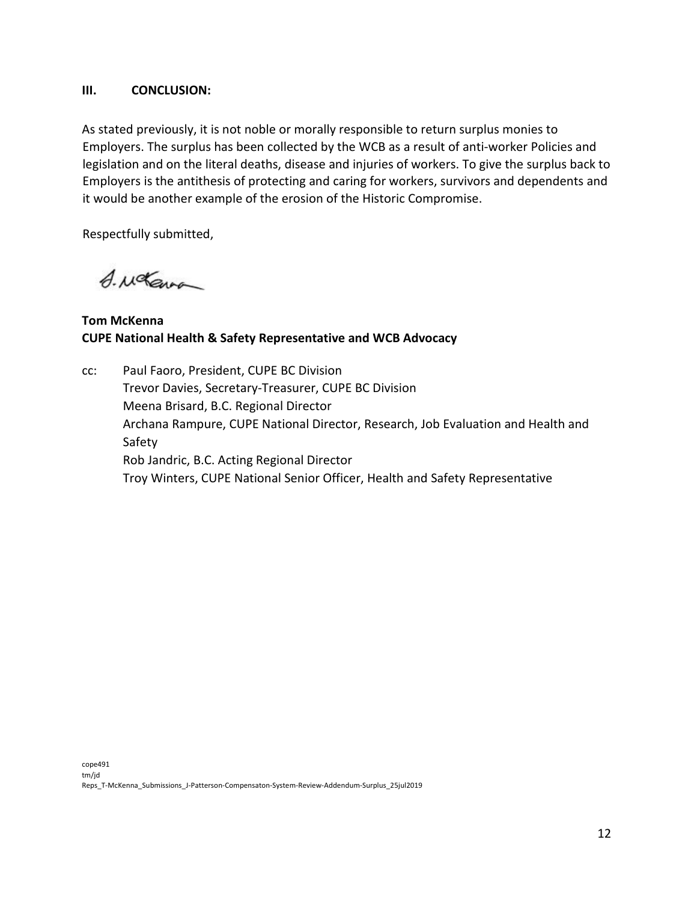## III. CONCLUSION:

As stated previously, it is not noble or morally responsible to return surplus monies to Employers. The surplus has been collected by the WCB as a result of anti-worker Policies and legislation and on the literal deaths, disease and injuries of workers. To give the surplus back to Employers is the antithesis of protecting and caring for workers, survivors and dependents and it would be another example of the erosion of the Historic Compromise.

Respectfully submitted,

**Tom McKenna**
**CUPE National Health & Safety Representative and WCB Advocacy**

cc: Paul Faoro, President, CUPE BC Division
Trevor Davies, Secretary-Treasurer, CUPE BC Division
Meena Brisard, B.C. Regional Director
Archana Rampure, CUPE National Director, Research, Job Evaluation and Health and Safety
Rob Jandric, B.C. Acting Regional Director
Troy Winters, CUPE National Senior Officer, Health and Safety Representative

cope491
tm/jd
Reps_T-McKenna_Submissions_J-Patterson-Compensaton-System-Review-Addendum-Surplus_25jul2019